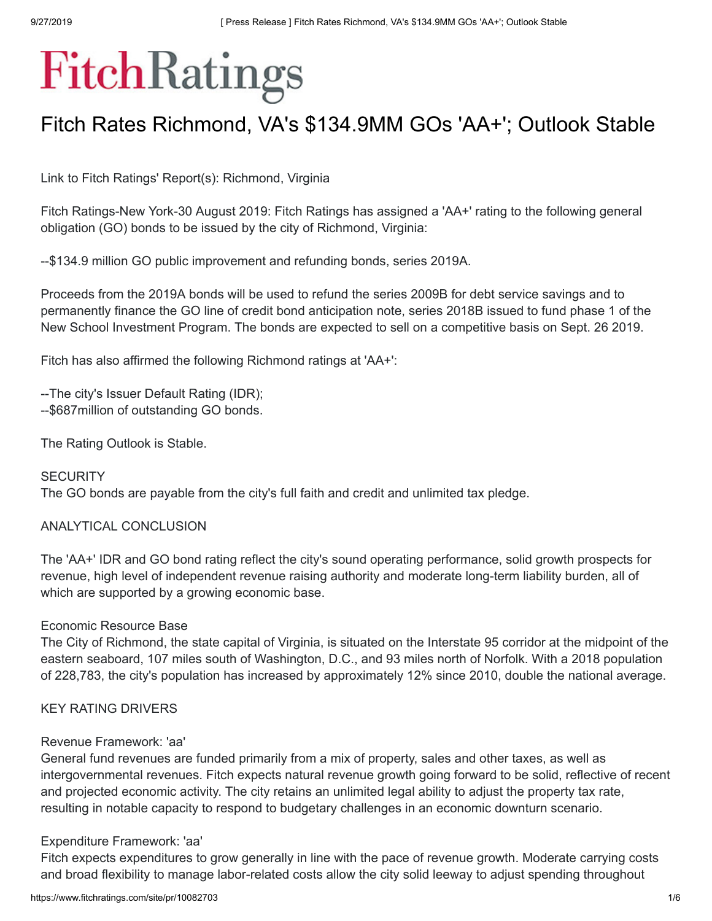# Fitch Rates Richmond, VA's $134.9MM GOs 'AA+'; Outlook Stable

Link to Fitch Ratings' Report(s): Richmond, Virginia

Fitch Ratings-New York-30 August 2019: Fitch Ratings has assigned a 'AA+' rating to the following general obligation (GO) bonds to be issued by the city of Richmond, Virginia:

--$134.9 million GO public improvement and refunding bonds, series 2019A.

Proceeds from the 2019A bonds will be used to refund the series 2009B for debt service savings and to permanently finance the GO line of credit bond anticipation note, series 2018B issued to fund phase 1 of the New School Investment Program. The bonds are expected to sell on a competitive basis on Sept. 26 2019.

Fitch has also affirmed the following Richmond ratings at 'AA+':

--The city's Issuer Default Rating (IDR);
--$687million of outstanding GO bonds.

The Rating Outlook is Stable.

## SECURITY

The GO bonds are payable from the city's full faith and credit and unlimited tax pledge.

## ANALYTICAL CONCLUSION

The 'AA+' IDR and GO bond rating reflect the city's sound operating performance, solid growth prospects for revenue, high level of independent revenue raising authority and moderate long-term liability burden, all of which are supported by a growing economic base.

### Economic Resource Base

The City of Richmond, the state capital of Virginia, is situated on the Interstate 95 corridor at the midpoint of the eastern seaboard, 107 miles south of Washington, D.C., and 93 miles north of Norfolk. With a 2018 population of 228,783, the city's population has increased by approximately 12% since 2010, double the national average.

## KEY RATING DRIVERS

### Revenue Framework: 'aa'

General fund revenues are funded primarily from a mix of property, sales and other taxes, as well as intergovernmental revenues. Fitch expects natural revenue growth going forward to be solid, reflective of recent and projected economic activity. The city retains an unlimited legal ability to adjust the property tax rate, resulting in notable capacity to respond to budgetary challenges in an economic downturn scenario.

### Expenditure Framework: 'aa'

Fitch expects expenditures to grow generally in line with the pace of revenue growth. Moderate carrying costs and broad flexibility to manage labor-related costs allow the city solid leeway to adjust spending throughout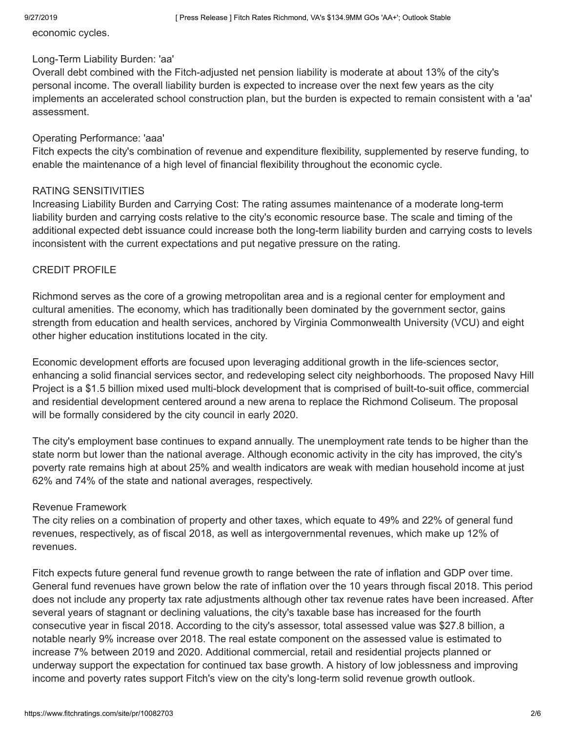economic cycles.

Long-Term Liability Burden: 'aa'
Overall debt combined with the Fitch-adjusted net pension liability is moderate at about 13% of the city's personal income. The overall liability burden is expected to increase over the next few years as the city implements an accelerated school construction plan, but the burden is expected to remain consistent with a 'aa' assessment.

Operating Performance: 'aaa'
Fitch expects the city's combination of revenue and expenditure flexibility, supplemented by reserve funding, to enable the maintenance of a high level of financial flexibility throughout the economic cycle.

RATING SENSITIVITIES
Increasing Liability Burden and Carrying Cost: The rating assumes maintenance of a moderate long-term liability burden and carrying costs relative to the city's economic resource base. The scale and timing of the additional expected debt issuance could increase both the long-term liability burden and carrying costs to levels inconsistent with the current expectations and put negative pressure on the rating.

CREDIT PROFILE

Richmond serves as the core of a growing metropolitan area and is a regional center for employment and cultural amenities. The economy, which has traditionally been dominated by the government sector, gains strength from education and health services, anchored by Virginia Commonwealth University (VCU) and eight other higher education institutions located in the city.

Economic development efforts are focused upon leveraging additional growth in the life-sciences sector, enhancing a solid financial services sector, and redeveloping select city neighborhoods. The proposed Navy Hill Project is a $1.5 billion mixed used multi-block development that is comprised of built-to-suit office, commercial and residential development centered around a new arena to replace the Richmond Coliseum. The proposal will be formally considered by the city council in early 2020.

The city's employment base continues to expand annually. The unemployment rate tends to be higher than the state norm but lower than the national average. Although economic activity in the city has improved, the city's poverty rate remains high at about 25% and wealth indicators are weak with median household income at just 62% and 74% of the state and national averages, respectively.

Revenue Framework
The city relies on a combination of property and other taxes, which equate to 49% and 22% of general fund revenues, respectively, as of fiscal 2018, as well as intergovernmental revenues, which make up 12% of revenues.

Fitch expects future general fund revenue growth to range between the rate of inflation and GDP over time. General fund revenues have grown below the rate of inflation over the 10 years through fiscal 2018. This period does not include any property tax rate adjustments although other tax revenue rates have been increased. After several years of stagnant or declining valuations, the city's taxable base has increased for the fourth consecutive year in fiscal 2018. According to the city's assessor, total assessed value was $27.8 billion, a notable nearly 9% increase over 2018. The real estate component on the assessed value is estimated to increase 7% between 2019 and 2020. Additional commercial, retail and residential projects planned or underway support the expectation for continued tax base growth. A history of low joblessness and improving income and poverty rates support Fitch's view on the city's long-term solid revenue growth outlook.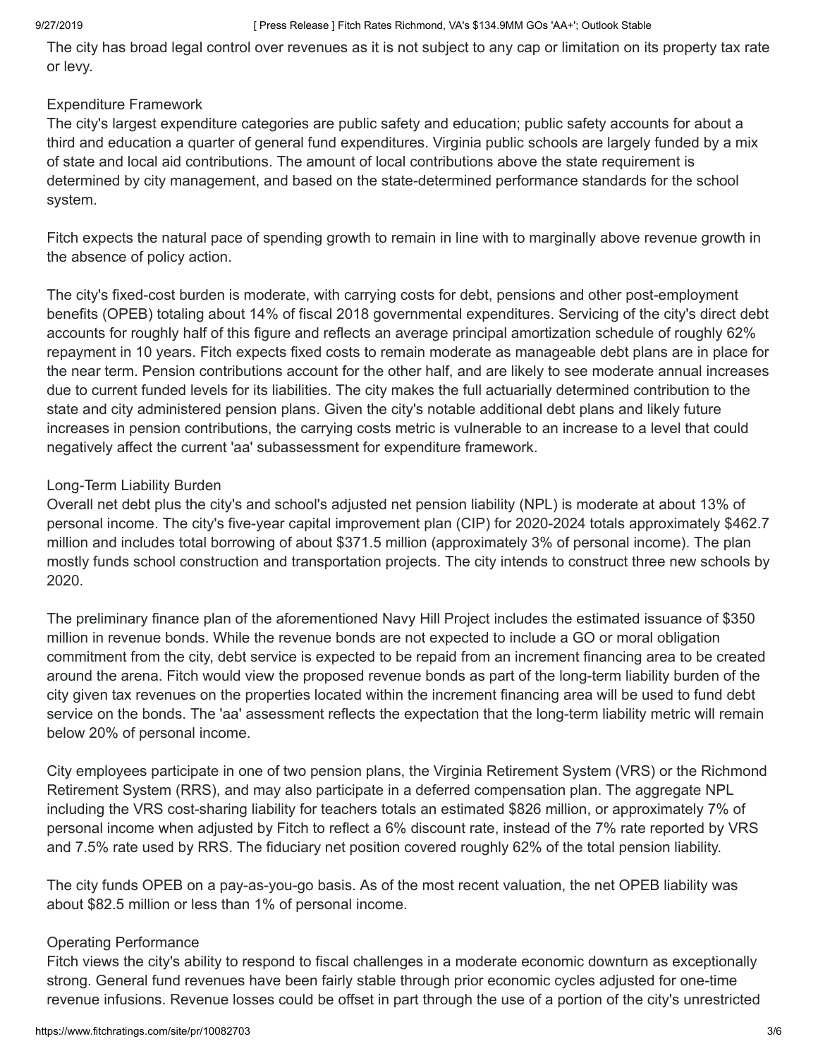The city has broad legal control over revenues as it is not subject to any cap or limitation on its property tax rate or levy.

### Expenditure Framework

The city's largest expenditure categories are public safety and education; public safety accounts for about a third and education a quarter of general fund expenditures. Virginia public schools are largely funded by a mix of state and local aid contributions. The amount of local contributions above the state requirement is determined by city management, and based on the state-determined performance standards for the school system.

Fitch expects the natural pace of spending growth to remain in line with to marginally above revenue growth in the absence of policy action.

The city's fixed-cost burden is moderate, with carrying costs for debt, pensions and other post-employment benefits (OPEB) totaling about 14% of fiscal 2018 governmental expenditures. Servicing of the city's direct debt accounts for roughly half of this figure and reflects an average principal amortization schedule of roughly 62% repayment in 10 years. Fitch expects fixed costs to remain moderate as manageable debt plans are in place for the near term. Pension contributions account for the other half, and are likely to see moderate annual increases due to current funded levels for its liabilities. The city makes the full actuarially determined contribution to the state and city administered pension plans. Given the city's notable additional debt plans and likely future increases in pension contributions, the carrying costs metric is vulnerable to an increase to a level that could negatively affect the current 'aa' subassessment for expenditure framework.

### Long-Term Liability Burden

Overall net debt plus the city's and school's adjusted net pension liability (NPL) is moderate at about 13% of personal income. The city's five-year capital improvement plan (CIP) for 2020-2024 totals approximately $462.7 million and includes total borrowing of about $371.5 million (approximately 3% of personal income). The plan mostly funds school construction and transportation projects. The city intends to construct three new schools by 2020.

The preliminary finance plan of the aforementioned Navy Hill Project includes the estimated issuance of $350 million in revenue bonds. While the revenue bonds are not expected to include a GO or moral obligation commitment from the city, debt service is expected to be repaid from an increment financing area to be created around the arena. Fitch would view the proposed revenue bonds as part of the long-term liability burden of the city given tax revenues on the properties located within the increment financing area will be used to fund debt service on the bonds. The 'aa' assessment reflects the expectation that the long-term liability metric will remain below 20% of personal income.

City employees participate in one of two pension plans, the Virginia Retirement System (VRS) or the Richmond Retirement System (RRS), and may also participate in a deferred compensation plan. The aggregate NPL including the VRS cost-sharing liability for teachers totals an estimated $826 million, or approximately 7% of personal income when adjusted by Fitch to reflect a 6% discount rate, instead of the 7% rate reported by VRS and 7.5% rate used by RRS. The fiduciary net position covered roughly 62% of the total pension liability.

The city funds OPEB on a pay-as-you-go basis. As of the most recent valuation, the net OPEB liability was about $82.5 million or less than 1% of personal income.

### Operating Performance

Fitch views the city's ability to respond to fiscal challenges in a moderate economic downturn as exceptionally strong. General fund revenues have been fairly stable through prior economic cycles adjusted for one-time revenue infusions. Revenue losses could be offset in part through the use of a portion of the city's unrestricted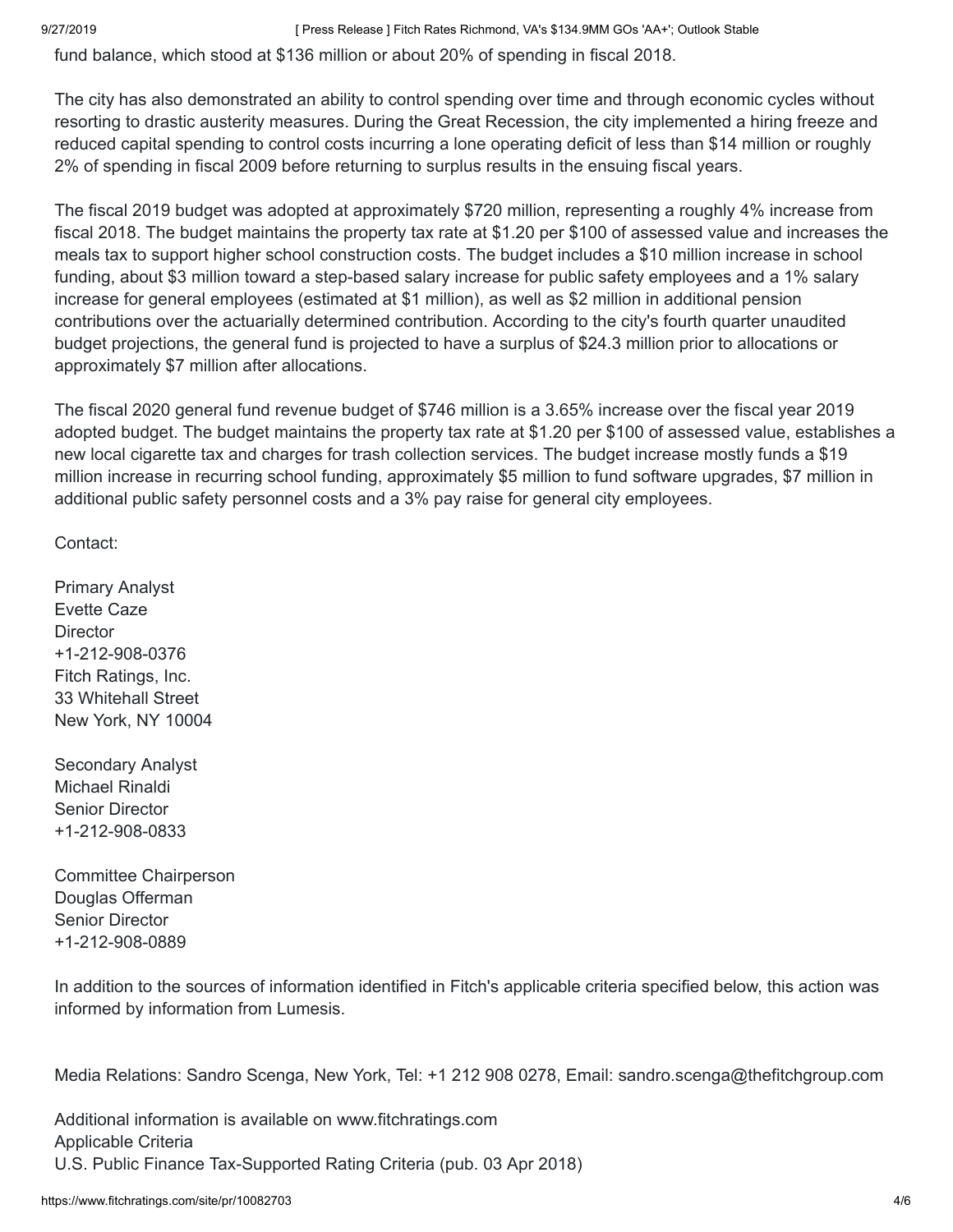fund balance, which stood at $136 million or about 20% of spending in fiscal 2018.

The city has also demonstrated an ability to control spending over time and through economic cycles without resorting to drastic austerity measures. During the Great Recession, the city implemented a hiring freeze and reduced capital spending to control costs incurring a lone operating deficit of less than $14 million or roughly 2% of spending in fiscal 2009 before returning to surplus results in the ensuing fiscal years.

The fiscal 2019 budget was adopted at approximately $720 million, representing a roughly 4% increase from fiscal 2018. The budget maintains the property tax rate at $1.20 per $100 of assessed value and increases the meals tax to support higher school construction costs. The budget includes a $10 million increase in school funding, about $3 million toward a step-based salary increase for public safety employees and a 1% salary increase for general employees (estimated at $1 million), as well as $2 million in additional pension contributions over the actuarially determined contribution. According to the city's fourth quarter unaudited budget projections, the general fund is projected to have a surplus of $24.3 million prior to allocations or approximately $7 million after allocations.

The fiscal 2020 general fund revenue budget of $746 million is a 3.65% increase over the fiscal year 2019 adopted budget. The budget maintains the property tax rate at $1.20 per $100 of assessed value, establishes a new local cigarette tax and charges for trash collection services. The budget increase mostly funds a $19 million increase in recurring school funding, approximately $5 million to fund software upgrades, $7 million in additional public safety personnel costs and a 3% pay raise for general city employees.

Contact:

Primary Analyst
Evette Caze
Director
+1-212-908-0376
Fitch Ratings, Inc.
33 Whitehall Street
New York, NY 10004

Secondary Analyst
Michael Rinaldi
Senior Director
+1-212-908-0833

Committee Chairperson
Douglas Offerman
Senior Director
+1-212-908-0889

In addition to the sources of information identified in Fitch's applicable criteria specified below, this action was informed by information from Lumesis.

Media Relations: Sandro Scenga, New York, Tel: +1 212 908 0278, Email: sandro.scenga@thefitchgroup.com

Additional information is available on www.fitchratings.com
Applicable Criteria
U.S. Public Finance Tax-Supported Rating Criteria (pub. 03 Apr 2018)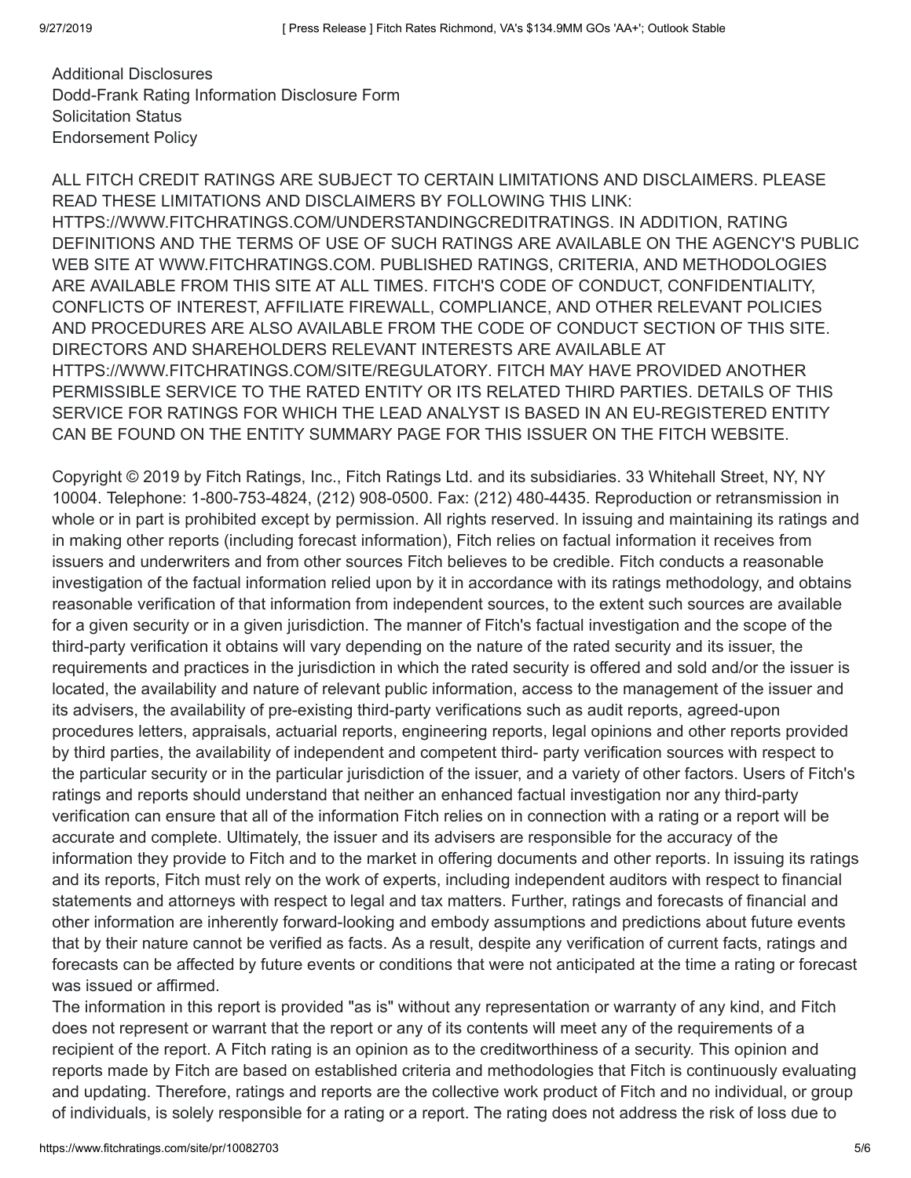Additional Disclosures
Dodd-Frank Rating Information Disclosure Form
Solicitation Status
Endorsement Policy

ALL FITCH CREDIT RATINGS ARE SUBJECT TO CERTAIN LIMITATIONS AND DISCLAIMERS. PLEASE READ THESE LIMITATIONS AND DISCLAIMERS BY FOLLOWING THIS LINK: HTTPS://WWW.FITCHRATINGS.COM/UNDERSTANDINGCREDITRATINGS. IN ADDITION, RATING DEFINITIONS AND THE TERMS OF USE OF SUCH RATINGS ARE AVAILABLE ON THE AGENCY'S PUBLIC WEB SITE AT WWW.FITCHRATINGS.COM. PUBLISHED RATINGS, CRITERIA, AND METHODOLOGIES ARE AVAILABLE FROM THIS SITE AT ALL TIMES. FITCH'S CODE OF CONDUCT, CONFIDENTIALITY, CONFLICTS OF INTEREST, AFFILIATE FIREWALL, COMPLIANCE, AND OTHER RELEVANT POLICIES AND PROCEDURES ARE ALSO AVAILABLE FROM THE CODE OF CONDUCT SECTION OF THIS SITE. DIRECTORS AND SHAREHOLDERS RELEVANT INTERESTS ARE AVAILABLE AT HTTPS://WWW.FITCHRATINGS.COM/SITE/REGULATORY. FITCH MAY HAVE PROVIDED ANOTHER PERMISSIBLE SERVICE TO THE RATED ENTITY OR ITS RELATED THIRD PARTIES. DETAILS OF THIS SERVICE FOR RATINGS FOR WHICH THE LEAD ANALYST IS BASED IN AN EU-REGISTERED ENTITY CAN BE FOUND ON THE ENTITY SUMMARY PAGE FOR THIS ISSUER ON THE FITCH WEBSITE.

Copyright © 2019 by Fitch Ratings, Inc., Fitch Ratings Ltd. and its subsidiaries. 33 Whitehall Street, NY, NY 10004. Telephone: 1-800-753-4824, (212) 908-0500. Fax: (212) 480-4435. Reproduction or retransmission in whole or in part is prohibited except by permission. All rights reserved. In issuing and maintaining its ratings and in making other reports (including forecast information), Fitch relies on factual information it receives from issuers and underwriters and from other sources Fitch believes to be credible. Fitch conducts a reasonable investigation of the factual information relied upon by it in accordance with its ratings methodology, and obtains reasonable verification of that information from independent sources, to the extent such sources are available for a given security or in a given jurisdiction. The manner of Fitch's factual investigation and the scope of the third-party verification it obtains will vary depending on the nature of the rated security and its issuer, the requirements and practices in the jurisdiction in which the rated security is offered and sold and/or the issuer is located, the availability and nature of relevant public information, access to the management of the issuer and its advisers, the availability of pre-existing third-party verifications such as audit reports, agreed-upon procedures letters, appraisals, actuarial reports, engineering reports, legal opinions and other reports provided by third parties, the availability of independent and competent third- party verification sources with respect to the particular security or in the particular jurisdiction of the issuer, and a variety of other factors. Users of Fitch's ratings and reports should understand that neither an enhanced factual investigation nor any third-party verification can ensure that all of the information Fitch relies on in connection with a rating or a report will be accurate and complete. Ultimately, the issuer and its advisers are responsible for the accuracy of the information they provide to Fitch and to the market in offering documents and other reports. In issuing its ratings and its reports, Fitch must rely on the work of experts, including independent auditors with respect to financial statements and attorneys with respect to legal and tax matters. Further, ratings and forecasts of financial and other information are inherently forward-looking and embody assumptions and predictions about future events that by their nature cannot be verified as facts. As a result, despite any verification of current facts, ratings and forecasts can be affected by future events or conditions that were not anticipated at the time a rating or forecast was issued or affirmed.
The information in this report is provided "as is" without any representation or warranty of any kind, and Fitch does not represent or warrant that the report or any of its contents will meet any of the requirements of a recipient of the report. A Fitch rating is an opinion as to the creditworthiness of a security. This opinion and reports made by Fitch are based on established criteria and methodologies that Fitch is continuously evaluating and updating. Therefore, ratings and reports are the collective work product of Fitch and no individual, or group of individuals, is solely responsible for a rating or a report. The rating does not address the risk of loss due to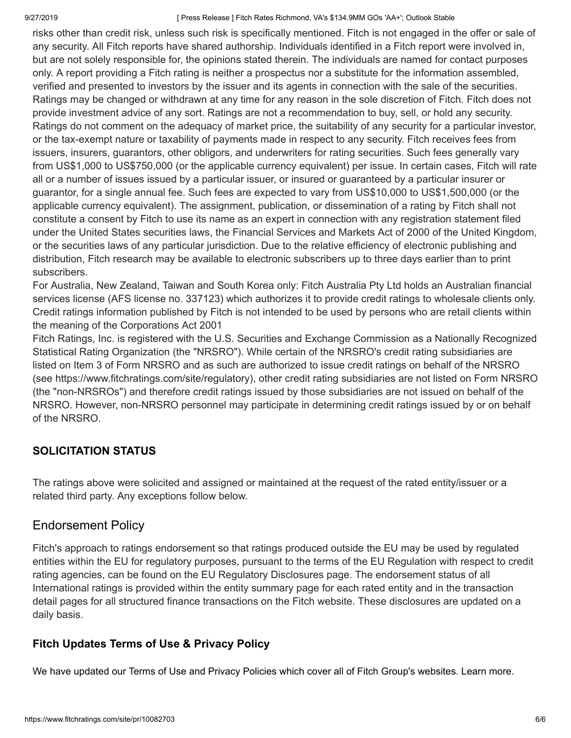risks other than credit risk, unless such risk is specifically mentioned. Fitch is not engaged in the offer or sale of any security. All Fitch reports have shared authorship. Individuals identified in a Fitch report were involved in, but are not solely responsible for, the opinions stated therein. The individuals are named for contact purposes only. A report providing a Fitch rating is neither a prospectus nor a substitute for the information assembled, verified and presented to investors by the issuer and its agents in connection with the sale of the securities. Ratings may be changed or withdrawn at any time for any reason in the sole discretion of Fitch. Fitch does not provide investment advice of any sort. Ratings are not a recommendation to buy, sell, or hold any security. Ratings do not comment on the adequacy of market price, the suitability of any security for a particular investor, or the tax-exempt nature or taxability of payments made in respect to any security. Fitch receives fees from issuers, insurers, guarantors, other obligors, and underwriters for rating securities. Such fees generally vary from US$1,000 to US$750,000 (or the applicable currency equivalent) per issue. In certain cases, Fitch will rate all or a number of issues issued by a particular issuer, or insured or guaranteed by a particular insurer or guarantor, for a single annual fee. Such fees are expected to vary from US$10,000 to US$1,500,000 (or the applicable currency equivalent). The assignment, publication, or dissemination of a rating by Fitch shall not constitute a consent by Fitch to use its name as an expert in connection with any registration statement filed under the United States securities laws, the Financial Services and Markets Act of 2000 of the United Kingdom, or the securities laws of any particular jurisdiction. Due to the relative efficiency of electronic publishing and distribution, Fitch research may be available to electronic subscribers up to three days earlier than to print subscribers.

For Australia, New Zealand, Taiwan and South Korea only: Fitch Australia Pty Ltd holds an Australian financial services license (AFS license no. 337123) which authorizes it to provide credit ratings to wholesale clients only. Credit ratings information published by Fitch is not intended to be used by persons who are retail clients within the meaning of the Corporations Act 2001

Fitch Ratings, Inc. is registered with the U.S. Securities and Exchange Commission as a Nationally Recognized Statistical Rating Organization (the "NRSRO"). While certain of the NRSRO's credit rating subsidiaries are listed on Item 3 of Form NRSRO and as such are authorized to issue credit ratings on behalf of the NRSRO (see https://www.fitchratings.com/site/regulatory), other credit rating subsidiaries are not listed on Form NRSRO (the "non-NRSROs") and therefore credit ratings issued by those subsidiaries are not issued on behalf of the NRSRO. However, non-NRSRO personnel may participate in determining credit ratings issued by or on behalf of the NRSRO.

### SOLICITATION STATUS

The ratings above were solicited and assigned or maintained at the request of the rated entity/issuer or a related third party. Any exceptions follow below.

## Endorsement Policy

Fitch's approach to ratings endorsement so that ratings produced outside the EU may be used by regulated entities within the EU for regulatory purposes, pursuant to the terms of the EU Regulation with respect to credit rating agencies, can be found on the EU Regulatory Disclosures page. The endorsement status of all International ratings is provided within the entity summary page for each rated entity and in the transaction detail pages for all structured finance transactions on the Fitch website. These disclosures are updated on a daily basis.

### Fitch Updates Terms of Use & Privacy Policy

We have updated our Terms of Use and Privacy Policies which cover all of Fitch Group's websites. Learn more.